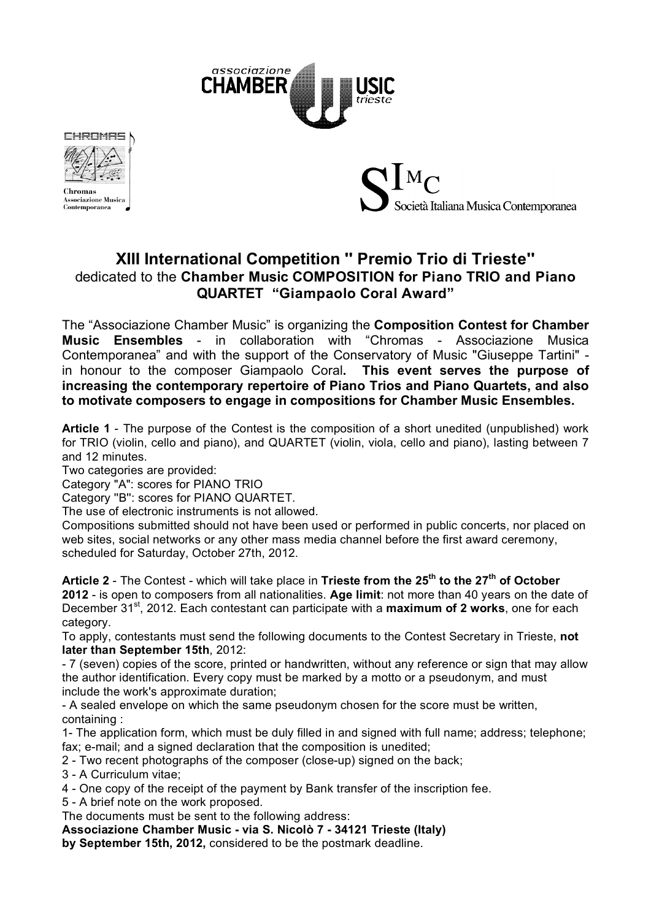associazione CHAMBER MUSIC trieste

Chromas Associazione Musica Contemporanea

SIMC Società Italiana Musica Contemporanea

# XIII International Competition " Premio Trio di Trieste"

dedicated to the **Chamber Music COMPOSITION for Piano TRIO and Piano QUARTET "Giampaolo Coral Award"**

The "Associazione Chamber Music" is organizing the **Composition Contest for Chamber Music Ensembles** - in collaboration with "Chromas - Associazione Musica Contemporanea" and with the support of the Conservatory of Music "Giuseppe Tartini" - in honour to the composer Giampaolo Coral**. This event serves the purpose of increasing the contemporary repertoire of Piano Trios and Piano Quartets, and also to motivate composers to engage in compositions for Chamber Music Ensembles.**

**Article 1** - The purpose of the Contest is the composition of a short unedited (unpublished) work for TRIO (violin, cello and piano), and QUARTET (violin, viola, cello and piano), lasting between 7 and 12 minutes.

Two categories are provided:

Category "A": scores for PIANO TRIO

Category "B": scores for PIANO QUARTET.

The use of electronic instruments is not allowed.

Compositions submitted should not have been used or performed in public concerts, nor placed on web sites, social networks or any other mass media channel before the first award ceremony, scheduled for Saturday, October 27th, 2012.

**Article 2** - The Contest - which will take place in **Trieste from the 25th to the 27th of October 2012** - is open to composers from all nationalities. **Age limit**: not more than 40 years on the date of December 31st, 2012. Each contestant can participate with a **maximum of 2 works**, one for each category.

To apply, contestants must send the following documents to the Contest Secretary in Trieste, **not later than September 15th**, 2012:

- 7 (seven) copies of the score, printed or handwritten, without any reference or sign that may allow the author identification. Every copy must be marked by a motto or a pseudonym, and must include the work's approximate duration;
- A sealed envelope on which the same pseudonym chosen for the score must be written, containing :

1- The application form, which must be duly filled in and signed with full name; address; telephone; fax; e-mail; and a signed declaration that the composition is unedited;

2 - Two recent photographs of the composer (close-up) signed on the back;

3 - A Curriculum vitae;

4 - One copy of the receipt of the payment by Bank transfer of the inscription fee.

5 - A brief note on the work proposed.

The documents must be sent to the following address:

**Associazione Chamber Music - via S. Nicolò 7 - 34121 Trieste (Italy)**
**by September 15th, 2012,** considered to be the postmark deadline.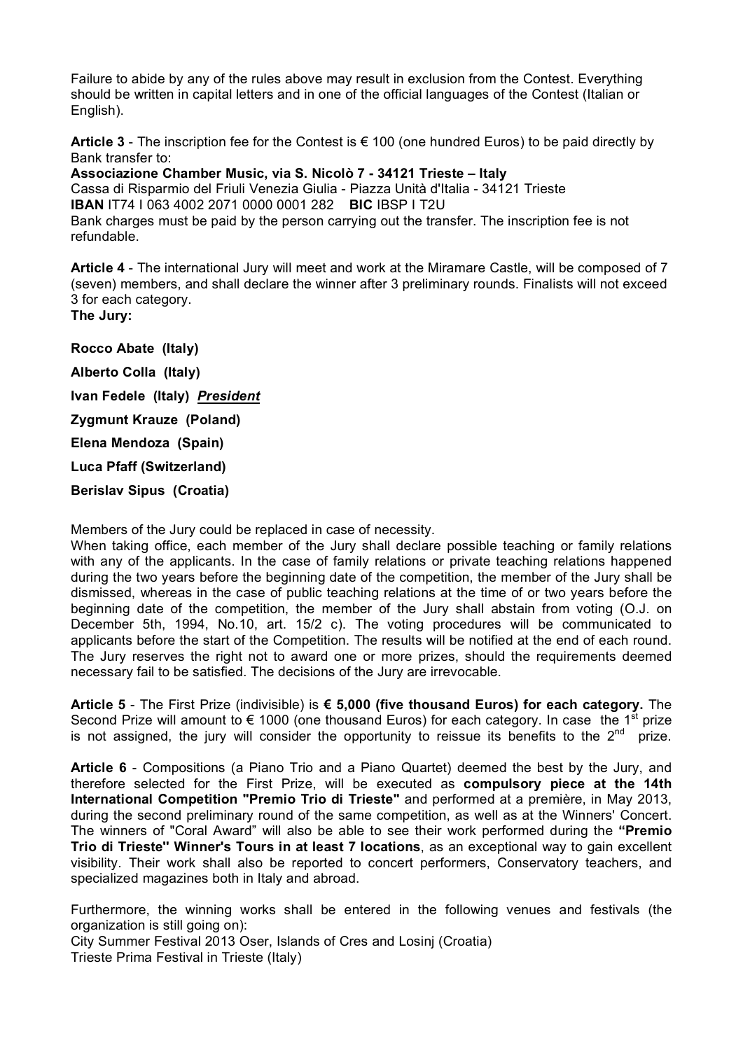Failure to abide by any of the rules above may result in exclusion from the Contest. Everything should be written in capital letters and in one of the official languages of the Contest (Italian or English).

**Article 3** - The inscription fee for the Contest is € 100 (one hundred Euros) to be paid directly by Bank transfer to:
**Associazione Chamber Music, via S. Nicolò 7 - 34121 Trieste – Italy**
Cassa di Risparmio del Friuli Venezia Giulia - Piazza Unità d'Italia - 34121 Trieste
**IBAN** IT74 I 063 4002 2071 0000 0001 282 **BIC** IBSP I T2U
Bank charges must be paid by the person carrying out the transfer. The inscription fee is not refundable.

**Article 4** - The international Jury will meet and work at the Miramare Castle, will be composed of 7 (seven) members, and shall declare the winner after 3 preliminary rounds. Finalists will not exceed 3 for each category.
**The Jury:**

**Rocco Abate (Italy)**

**Alberto Colla (Italy)**

**Ivan Fedele (Italy)** ***President***

**Zygmunt Krauze (Poland)**

**Elena Mendoza (Spain)**

**Luca Pfaff (Switzerland)**

**Berislav Sipus (Croatia)**

Members of the Jury could be replaced in case of necessity.
When taking office, each member of the Jury shall declare possible teaching or family relations with any of the applicants. In the case of family relations or private teaching relations happened during the two years before the beginning date of the competition, the member of the Jury shall be dismissed, whereas in the case of public teaching relations at the time of or two years before the beginning date of the competition, the member of the Jury shall abstain from voting (O.J. on December 5th, 1994, No.10, art. 15/2 c). The voting procedures will be communicated to applicants before the start of the Competition. The results will be notified at the end of each round. The Jury reserves the right not to award one or more prizes, should the requirements deemed necessary fail to be satisfied. The decisions of the Jury are irrevocable.

**Article 5** - The First Prize (indivisible) is **€ 5,000 (five thousand Euros) for each category.** The Second Prize will amount to € 1000 (one thousand Euros) for each category. In case the 1st prize is not assigned, the jury will consider the opportunity to reissue its benefits to the 2nd prize.

**Article 6** - Compositions (a Piano Trio and a Piano Quartet) deemed the best by the Jury, and therefore selected for the First Prize, will be executed as **compulsory piece at the 14th International Competition "Premio Trio di Trieste"** and performed at a première, in May 2013, during the second preliminary round of the same competition, as well as at the Winners' Concert. The winners of "Coral Award" will also be able to see their work performed during the **"Premio Trio di Trieste" Winner's Tours in at least 7 locations**, as an exceptional way to gain excellent visibility. Their work shall also be reported to concert performers, Conservatory teachers, and specialized magazines both in Italy and abroad.

Furthermore, the winning works shall be entered in the following venues and festivals (the organization is still going on):
City Summer Festival 2013 Oser, Islands of Cres and Losinj (Croatia)
Trieste Prima Festival in Trieste (Italy)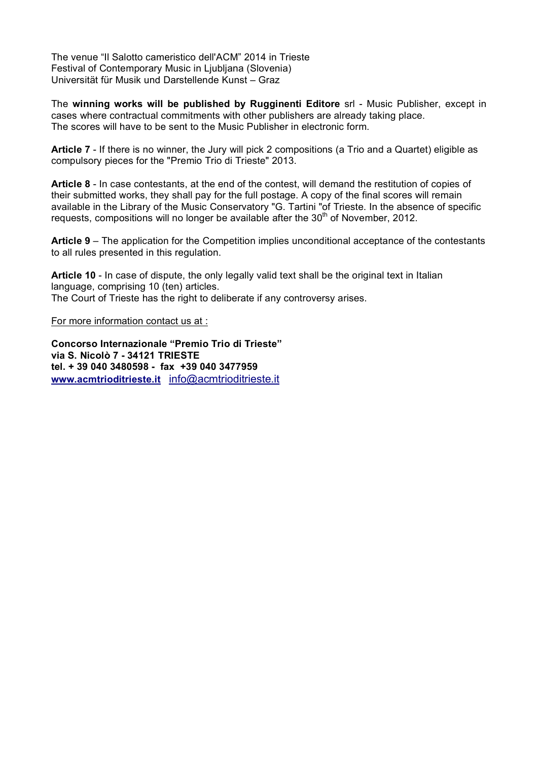The venue "Il Salotto cameristico dell'ACM" 2014 in Trieste
Festival of Contemporary Music in Ljubljana (Slovenia)
Universität für Musik und Darstellende Kunst – Graz

The **winning works will be published by Rugginenti Editore** srl - Music Publisher, except in cases where contractual commitments with other publishers are already taking place.
The scores will have to be sent to the Music Publisher in electronic form.

**Article 7** - If there is no winner, the Jury will pick 2 compositions (a Trio and a Quartet) eligible as compulsory pieces for the "Premio Trio di Trieste" 2013.

**Article 8** - In case contestants, at the end of the contest, will demand the restitution of copies of their submitted works, they shall pay for the full postage. A copy of the final scores will remain available in the Library of the Music Conservatory "G. Tartini "of Trieste. In the absence of specific requests, compositions will no longer be available after the 30th of November, 2012.

**Article 9** – The application for the Competition implies unconditional acceptance of the contestants to all rules presented in this regulation.

**Article 10** - In case of dispute, the only legally valid text shall be the original text in Italian language, comprising 10 (ten) articles.
The Court of Trieste has the right to deliberate if any controversy arises.

For more information contact us at :

**Concorso Internazionale "Premio Trio di Trieste"**
**via S. Nicolò 7 - 34121 TRIESTE**
**tel. + 39 040 3480598 - fax +39 040 3477959**
**www.acmtrioditrieste.it** info@acmtrioditrieste.it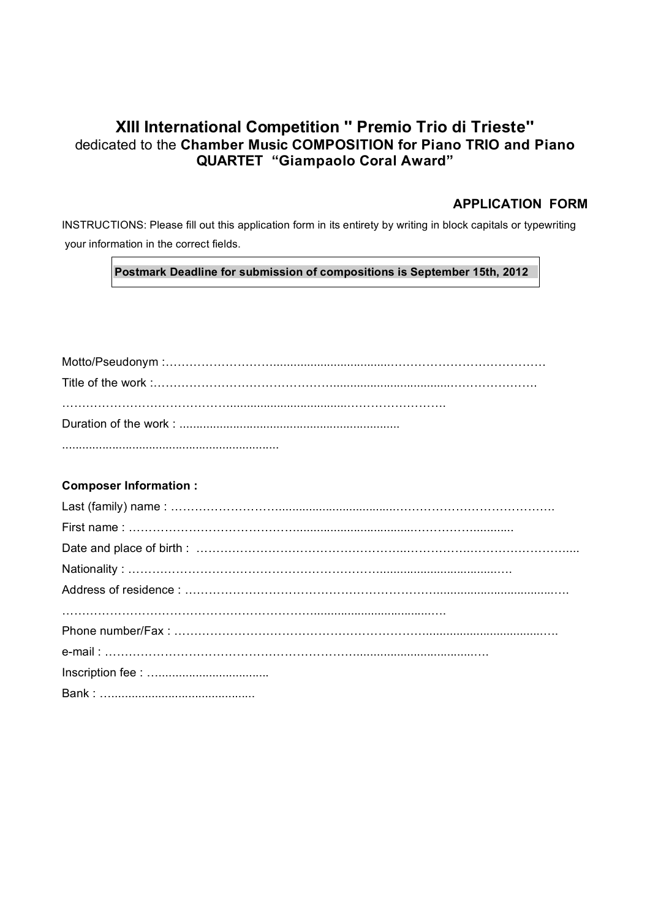## XIII International Competition " Premio Trio di Trieste"

dedicated to the **Chamber Music COMPOSITION for Piano TRIO and Piano QUARTET "Giampaolo Coral Award"**

### APPLICATION FORM

INSTRUCTIONS: Please fill out this application form in its entirety by writing in block capitals or typewriting your information in the correct fields.

**Postmark Deadline for submission of compositions is September 15th, 2012**

Motto/Pseudonym :……………………………………………………………………………………

Title of the work :……………………………………………………………………………………

……………………………………………………………………………………

Duration of the work : ..................................................................

................................................................

**Composer Information :**

Last (family) name : ……………………………………………………………………………………

First name : ……………………………………………………………………………………

Date and place of birth : ……………………………………………………………………………………

Nationality : ……………………………………………………………………………………

Address of residence : ……………………………………………………………………………………

……………………………………………………………………………………

Phone number/Fax : ……………………………………………………………………………………

e-mail : ……………………………………………………………………………………

Inscription fee : …................................

Bank : ….........................................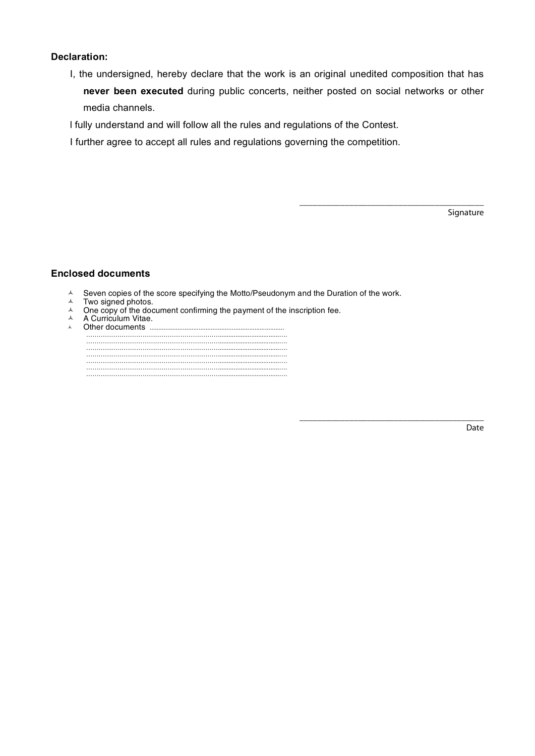**Declaration:**

I, the undersigned, hereby declare that the work is an original unedited composition that has **never been executed** during public concerts, neither posted on social networks or other media channels.

I fully understand and will follow all the rules and regulations of the Contest.

I further agree to accept all rules and regulations governing the competition.

\_\_\_\_\_\_\_\_\_\_\_\_\_\_\_\_\_\_\_\_\_\_\_\_\_\_\_\_\_\_\_\_\_\_\_\_\_\_\_\_

Signature

**Enclosed documents**

- Seven copies of the score specifying the Motto/Pseudonym and the Duration of the work.
- Two signed photos.
- One copy of the document confirming the payment of the inscription fee.
- A Curriculum Vitae.
- Other documents ..........................................................................
  ..........................................................................................
  ..........................................................................................
  ..........................................................................................
  ..........................................................................................
  ..........................................................................................
  ..........................................................................................
  ..........................................................................................

\_\_\_\_\_\_\_\_\_\_\_\_\_\_\_\_\_\_\_\_\_\_\_\_\_\_\_\_\_\_\_\_\_\_\_\_\_\_\_\_

Date